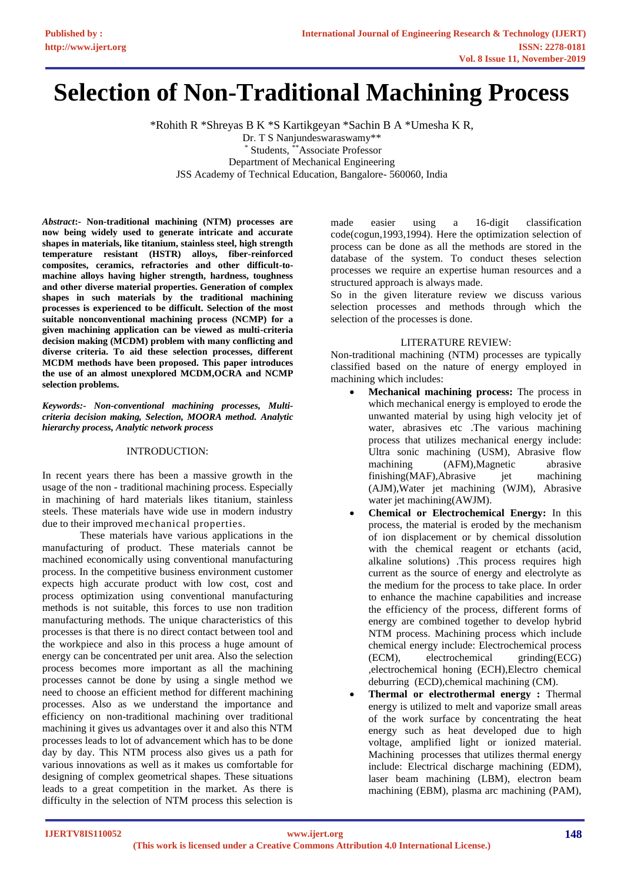# Selection of Non-Traditional Machining Process

\*Rohith R \*Shreyas B K \*S Kartikgeyan \*Sachin B A \*Umesha K R,
Dr. T S Nanjundeswaraswamy\*\*
\* Students, \*\*Associate Professor
Department of Mechanical Engineering
JSS Academy of Technical Education, Bangalore- 560060, India

***Abstract*:- Non-traditional machining (NTM) processes are now being widely used to generate intricate and accurate shapes in materials, like titanium, stainless steel, high strength temperature resistant (HSTR) alloys, fiber-reinforced composites, ceramics, refractories and other difficult-to-machine alloys having higher strength, hardness, toughness and other diverse material properties. Generation of complex shapes in such materials by the traditional machining processes is experienced to be difficult. Selection of the most suitable nonconventional machining process (NCMP) for a given machining application can be viewed as multi-criteria decision making (MCDM) problem with many conflicting and diverse criteria. To aid these selection processes, different MCDM methods have been proposed. This paper introduces the use of an almost unexplored MCDM,OCRA and NCMP selection problems.**

***Keywords:- Non-conventional machining processes, Multi-criteria decision making, Selection, MOORA method. Analytic hierarchy process, Analytic network process***

## INTRODUCTION:

In recent years there has been a massive growth in the usage of the non - traditional machining process. Especially in machining of hard materials likes titanium, stainless steels. These materials have wide use in modern industry due to their improved mechanical properties.

These materials have various applications in the manufacturing of product. These materials cannot be machined economically using conventional manufacturing process. In the competitive business environment customer expects high accurate product with low cost, cost and process optimization using conventional manufacturing methods is not suitable, this forces to use non tradition manufacturing methods. The unique characteristics of this processes is that there is no direct contact between tool and the workpiece and also in this process a huge amount of energy can be concentrated per unit area. Also the selection process becomes more important as all the machining processes cannot be done by using a single method we need to choose an efficient method for different machining processes. Also as we understand the importance and efficiency on non-traditional machining over traditional machining it gives us advantages over it and also this NTM processes leads to lot of advancement which has to be done day by day. This NTM process also gives us a path for various innovations as well as it makes us comfortable for designing of complex geometrical shapes. These situations leads to a great competition in the market. As there is difficulty in the selection of NTM process this selection is made easier using a 16-digit classification code(cogun,1993,1994). Here the optimization selection of process can be done as all the methods are stored in the database of the system. To conduct theses selection processes we require an expertise human resources and a structured approach is always made.

So in the given literature review we discuss various selection processes and methods through which the selection of the processes is done.

## LITERATURE REVIEW:

Non-traditional machining (NTM) processes are typically classified based on the nature of energy employed in machining which includes:

- **Mechanical machining process:** The process in which mechanical energy is employed to erode the unwanted material by using high velocity jet of water, abrasives etc .The various machining process that utilizes mechanical energy include: Ultra sonic machining (USM), Abrasive flow machining (AFM),Magnetic abrasive finishing(MAF),Abrasive jet machining (AJM),Water jet machining (WJM), Abrasive water jet machining(AWJM).
- **Chemical or Electrochemical Energy:** In this process, the material is eroded by the mechanism of ion displacement or by chemical dissolution with the chemical reagent or etchants (acid, alkaline solutions) .This process requires high current as the source of energy and electrolyte as the medium for the process to take place. In order to enhance the machine capabilities and increase the efficiency of the process, different forms of energy are combined together to develop hybrid NTM process. Machining process which include chemical energy include: Electrochemical process (ECM), electrochemical grinding(ECG) ,electrochemical honing (ECH),Electro chemical deburring (ECD),chemical machining (CM).
- **Thermal or electrothermal energy :** Thermal energy is utilized to melt and vaporize small areas of the work surface by concentrating the heat energy such as heat developed due to high voltage, amplified light or ionized material. Machining processes that utilizes thermal energy include: Electrical discharge machining (EDM), laser beam machining (LBM), electron beam machining (EBM), plasma arc machining (PAM),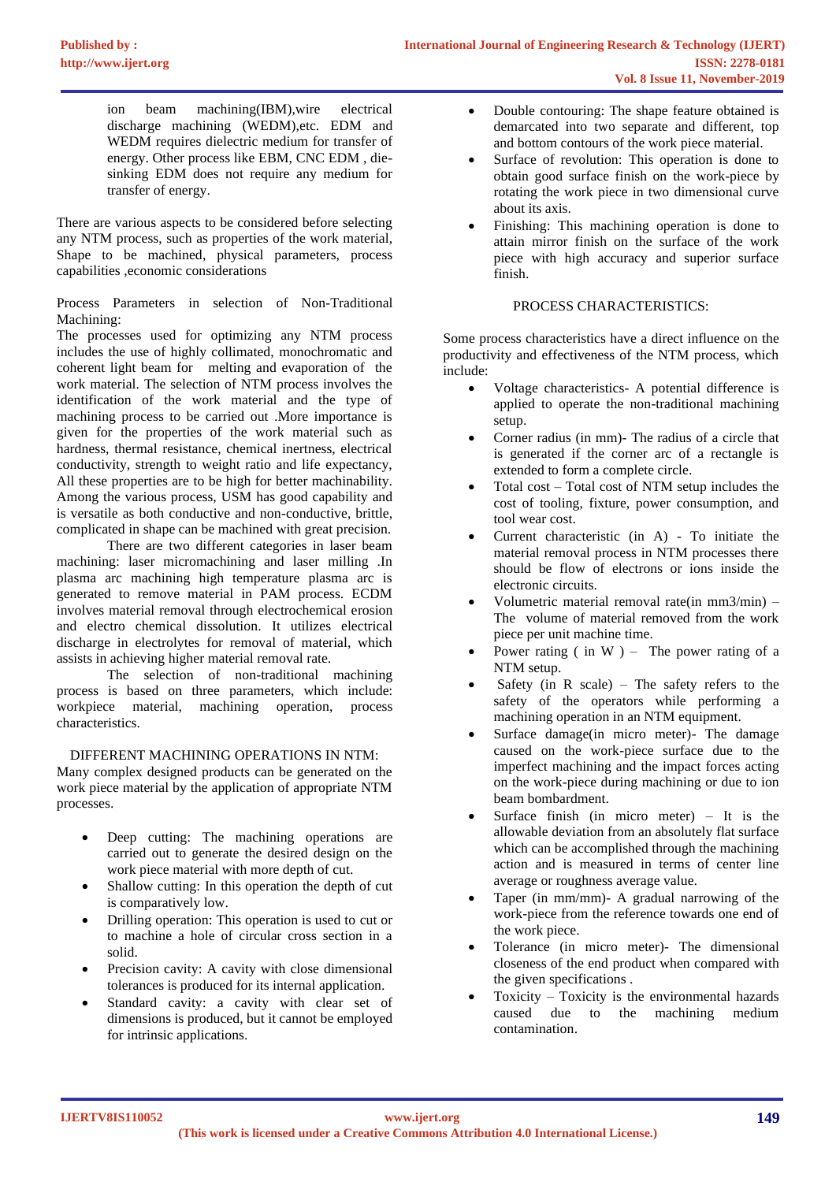ion beam machining(IBM),wire electrical discharge machining (WEDM),etc. EDM and WEDM requires dielectric medium for transfer of energy. Other process like EBM, CNC EDM , die-sinking EDM does not require any medium for transfer of energy.

There are various aspects to be considered before selecting any NTM process, such as properties of the work material, Shape to be machined, physical parameters, process capabilities ,economic considerations

Process Parameters in selection of Non-Traditional Machining:
The processes used for optimizing any NTM process includes the use of highly collimated, monochromatic and coherent light beam for melting and evaporation of the work material. The selection of NTM process involves the identification of the work material and the type of machining process to be carried out .More importance is given for the properties of the work material such as hardness, thermal resistance, chemical inertness, electrical conductivity, strength to weight ratio and life expectancy, All these properties are to be high for better machinability. Among the various process, USM has good capability and is versatile as both conductive and non-conductive, brittle, complicated in shape can be machined with great precision.

There are two different categories in laser beam machining: laser micromachining and laser milling .In plasma arc machining high temperature plasma arc is generated to remove material in PAM process. ECDM involves material removal through electrochemical erosion and electro chemical dissolution. It utilizes electrical discharge in electrolytes for removal of material, which assists in achieving higher material removal rate.

The selection of non-traditional machining process is based on three parameters, which include: workpiece material, machining operation, process characteristics.

## DIFFERENT MACHINING OPERATIONS IN NTM:

Many complex designed products can be generated on the work piece material by the application of appropriate NTM processes.

- Deep cutting: The machining operations are carried out to generate the desired design on the work piece material with more depth of cut.
- Shallow cutting: In this operation the depth of cut is comparatively low.
- Drilling operation: This operation is used to cut or to machine a hole of circular cross section in a solid.
- Precision cavity: A cavity with close dimensional tolerances is produced for its internal application.
- Standard cavity: a cavity with clear set of dimensions is produced, but it cannot be employed for intrinsic applications.
- Double contouring: The shape feature obtained is demarcated into two separate and different, top and bottom contours of the work piece material.
- Surface of revolution: This operation is done to obtain good surface finish on the work-piece by rotating the work piece in two dimensional curve about its axis.
- Finishing: This machining operation is done to attain mirror finish on the surface of the work piece with high accuracy and superior surface finish.

## PROCESS CHARACTERISTICS:

Some process characteristics have a direct influence on the productivity and effectiveness of the NTM process, which include:

- Voltage characteristics- A potential difference is applied to operate the non-traditional machining setup.
- Corner radius (in mm)- The radius of a circle that is generated if the corner arc of a rectangle is extended to form a complete circle.
- Total cost – Total cost of NTM setup includes the cost of tooling, fixture, power consumption, and tool wear cost.
- Current characteristic (in A) - To initiate the material removal process in NTM processes there should be flow of electrons or ions inside the electronic circuits.
- Volumetric material removal rate(in mm3/min) – The volume of material removed from the work piece per unit machine time.
- Power rating ( in W ) – The power rating of a NTM setup.
- Safety (in R scale) – The safety refers to the safety of the operators while performing a machining operation in an NTM equipment.
- Surface damage(in micro meter)- The damage caused on the work-piece surface due to the imperfect machining and the impact forces acting on the work-piece during machining or due to ion beam bombardment.
- Surface finish (in micro meter) – It is the allowable deviation from an absolutely flat surface which can be accomplished through the machining action and is measured in terms of center line average or roughness average value.
- Taper (in mm/mm)- A gradual narrowing of the work-piece from the reference towards one end of the work piece.
- Tolerance (in micro meter)- The dimensional closeness of the end product when compared with the given specifications .
- Toxicity – Toxicity is the environmental hazards caused due to the machining medium contamination.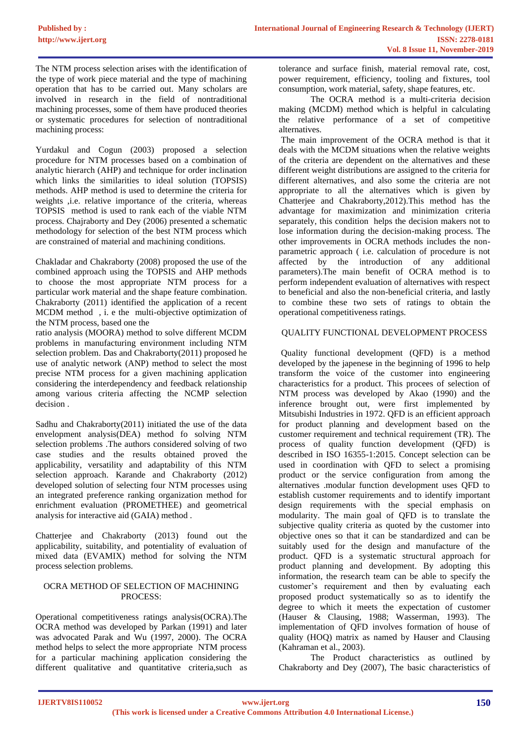The NTM process selection arises with the identification of the type of work piece material and the type of machining operation that has to be carried out. Many scholars are involved in research in the field of nontraditional machining processes, some of them have produced theories or systematic procedures for selection of nontraditional machining process:

Yurdakul and Cogun (2003) proposed a selection procedure for NTM processes based on a combination of analytic hierarch (AHP) and technique for order inclination which links the similarities to ideal solution (TOPSIS) methods. AHP method is used to determine the criteria for weights ,i.e. relative importance of the criteria, whereas TOPSIS method is used to rank each of the viable NTM process. Chajraborty and Dey (2006) presented a schematic methodology for selection of the best NTM process which are constrained of material and machining conditions.

Chakladar and Chakraborty (2008) proposed the use of the combined approach using the TOPSIS and AHP methods to choose the most appropriate NTM process for a particular work material and the shape feature combination. Chakraborty (2011) identified the application of a recent MCDM method , i. e the multi-objective optimization of the NTM process, based one the ratio analysis (MOORA) method to solve different MCDM problems in manufacturing environment including NTM selection problem. Das and Chakraborty(2011) proposed he use of analytic network (ANP) method to select the most precise NTM process for a given machining application considering the interdependency and feedback relationship among various criteria affecting the NCMP selection decision .

Sadhu and Chakraborty(2011) initiated the use of the data envelopment analysis(DEA) method fo solving NTM selection problems .The authors considered solving of two case studies and the results obtained proved the applicability, versatility and adaptability of this NTM selection approach. Karande and Chakraborty (2012) developed solution of selecting four NTM processes using an integrated preference ranking organization method for enrichment evaluation (PROMETHEE) and geometrical analysis for interactive aid (GAIA) method .

Chatterjee and Chakraborty (2013) found out the applicability, suitability, and potentiality of evaluation of mixed data (EVAMIX) method for solving the NTM process selection problems.

## OCRA METHOD OF SELECTION OF MACHINING PROCESS:

Operational competitiveness ratings analysis(OCRA).The OCRA method was developed by Parkan (1991) and later was advocated Parak and Wu (1997, 2000). The OCRA method helps to select the more appropriate NTM process for a particular machining application considering the different qualitative and quantitative criteria,such as tolerance and surface finish, material removal rate, cost, power requirement, efficiency, tooling and fixtures, tool consumption, work material, safety, shape features, etc.

The OCRA method is a multi-criteria decision making (MCDM) method which is helpful in calculating the relative performance of a set of competitive alternatives.

The main improvement of the OCRA method is that it deals with the MCDM situations when the relative weights of the criteria are dependent on the alternatives and these different weight distributions are assigned to the criteria for different alternatives, and also some the criteria are not appropriate to all the alternatives which is given by Chatterjee and Chakraborty,2012).This method has the advantage for maximization and minimization criteria separately, this condition helps the decision makers not to lose information during the decision-making process. The other improvements in OCRA methods includes the non-parametric approach ( i.e. calculation of procedure is not affected by the introduction of any additional parameters).The main benefit of OCRA method is to perform independent evaluation of alternatives with respect to beneficial and also the non-beneficial criteria, and lastly to combine these two sets of ratings to obtain the operational competitiveness ratings.

## QUALITY FUNCTIONAL DEVELOPMENT PROCESS

Quality functional development (QFD) is a method developed by the japenese in the beginning of 1996 to help transform the voice of the customer into engineering characteristics for a product. This procees of selection of NTM process was developed by Akao (1990) and the inference brought out, were first implemented by Mitsubishi Industries in 1972. QFD is an efficient approach for product planning and development based on the customer requirement and technical requirement (TR). The process of quality function development (QFD) is described in ISO 16355-1:2015. Concept selection can be used in coordination with QFD to select a promising product or the service configuration from among the alternatives .modular function development uses QFD to establish customer requirements and to identify important design requirements with the special emphasis on modularity. The main goal of QFD is to translate the subjective quality criteria as quoted by the customer into objective ones so that it can be standardized and can be suitably used for the design and manufacture of the product. QFD is a systematic structural approach for product planning and development. By adopting this information, the research team can be able to specify the customer's requirement and then by evaluating each proposed product systematically so as to identify the degree to which it meets the expectation of customer (Hauser & Clausing, 1988; Wasserman, 1993). The implementation of QFD involves formation of house of quality (HOQ) matrix as named by Hauser and Clausing (Kahraman et al., 2003).

The Product characteristics as outlined by Chakraborty and Dey (2007), The basic characteristics of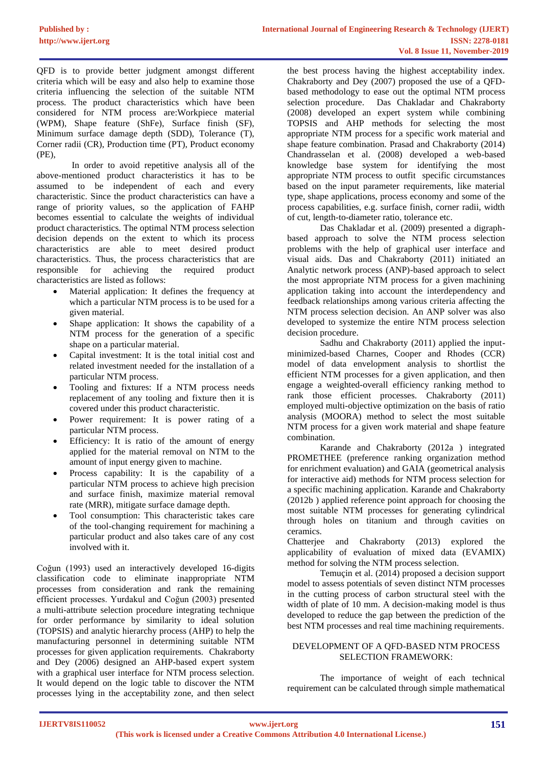QFD is to provide better judgment amongst different criteria which will be easy and also help to examine those criteria influencing the selection of the suitable NTM process. The product characteristics which have been considered for NTM process are:Workpiece material (WPM), Shape feature (ShFe), Surface finish (SF), Minimum surface damage depth (SDD), Tolerance (T), Corner radii (CR), Production time (PT), Product economy (PE),

In order to avoid repetitive analysis all of the above-mentioned product characteristics it has to be assumed to be independent of each and every characteristic. Since the product characteristics can have a range of priority values, so the application of FAHP becomes essential to calculate the weights of individual product characteristics. The optimal NTM process selection decision depends on the extent to which its process characteristics are able to meet desired product characteristics. Thus, the process characteristics that are responsible for achieving the required product characteristics are listed as follows:

- Material application: It defines the frequency at which a particular NTM process is to be used for a given material.
- Shape application: It shows the capability of a NTM process for the generation of a specific shape on a particular material.
- Capital investment: It is the total initial cost and related investment needed for the installation of a particular NTM process.
- Tooling and fixtures: If a NTM process needs replacement of any tooling and fixture then it is covered under this product characteristic.
- Power requirement: It is power rating of a particular NTM process.
- Efficiency: It is ratio of the amount of energy applied for the material removal on NTM to the amount of input energy given to machine.
- Process capability: It is the capability of a particular NTM process to achieve high precision and surface finish, maximize material removal rate (MRR), mitigate surface damage depth.
- Tool consumption: This characteristic takes care of the tool-changing requirement for machining a particular product and also takes care of any cost involved with it.

Coğun (1993) used an interactively developed 16-digits classification code to eliminate inappropriate NTM processes from consideration and rank the remaining efficient processes. Yurdakul and Coğun (2003) presented a multi-attribute selection procedure integrating technique for order performance by similarity to ideal solution (TOPSIS) and analytic hierarchy process (AHP) to help the manufacturing personnel in determining suitable NTM processes for given application requirements. Chakraborty and Dey (2006) designed an AHP-based expert system with a graphical user interface for NTM process selection. It would depend on the logic table to discover the NTM processes lying in the acceptability zone, and then select the best process having the highest acceptability index. Chakraborty and Dey (2007) proposed the use of a QFD-based methodology to ease out the optimal NTM process selection procedure. Das Chakladar and Chakraborty (2008) developed an expert system while combining TOPSIS and AHP methods for selecting the most appropriate NTM process for a specific work material and shape feature combination. Prasad and Chakraborty (2014) Chandrasselan et al. (2008) developed a web-based knowledge base system for identifying the most appropriate NTM process to outfit specific circumstances based on the input parameter requirements, like material type, shape applications, process economy and some of the process capabilities, e.g. surface finish, corner radii, width of cut, length-to-diameter ratio, tolerance etc.

Das Chakladar et al. (2009) presented a digraph-based approach to solve the NTM process selection problems with the help of graphical user interface and visual aids. Das and Chakraborty (2011) initiated an Analytic network process (ANP)-based approach to select the most appropriate NTM process for a given machining application taking into account the interdependency and feedback relationships among various criteria affecting the NTM process selection decision. An ANP solver was also developed to systemize the entire NTM process selection decision procedure.

Sadhu and Chakraborty (2011) applied the input-minimized-based Charnes, Cooper and Rhodes (CCR) model of data envelopment analysis to shortlist the efficient NTM processes for a given application, and then engage a weighted-overall efficiency ranking method to rank those efficient processes. Chakraborty (2011) employed multi-objective optimization on the basis of ratio analysis (MOORA) method to select the most suitable NTM process for a given work material and shape feature combination.

Karande and Chakraborty (2012a ) integrated PROMETHEE (preference ranking organization method for enrichment evaluation) and GAIA (geometrical analysis for interactive aid) methods for NTM process selection for a specific machining application. Karande and Chakraborty (2012b ) applied reference point approach for choosing the most suitable NTM processes for generating cylindrical through holes on titanium and through cavities on ceramics.

Chatterjee and Chakraborty (2013) explored the applicability of evaluation of mixed data (EVAMIX) method for solving the NTM process selection.

Temuçin et al. (2014) proposed a decision support model to assess potentials of seven distinct NTM processes in the cutting process of carbon structural steel with the width of plate of 10 mm. A decision-making model is thus developed to reduce the gap between the prediction of the best NTM processes and real time machining requirements.

## DEVELOPMENT OF A QFD-BASED NTM PROCESS SELECTION FRAMEWORK:

The importance of weight of each technical requirement can be calculated through simple mathematical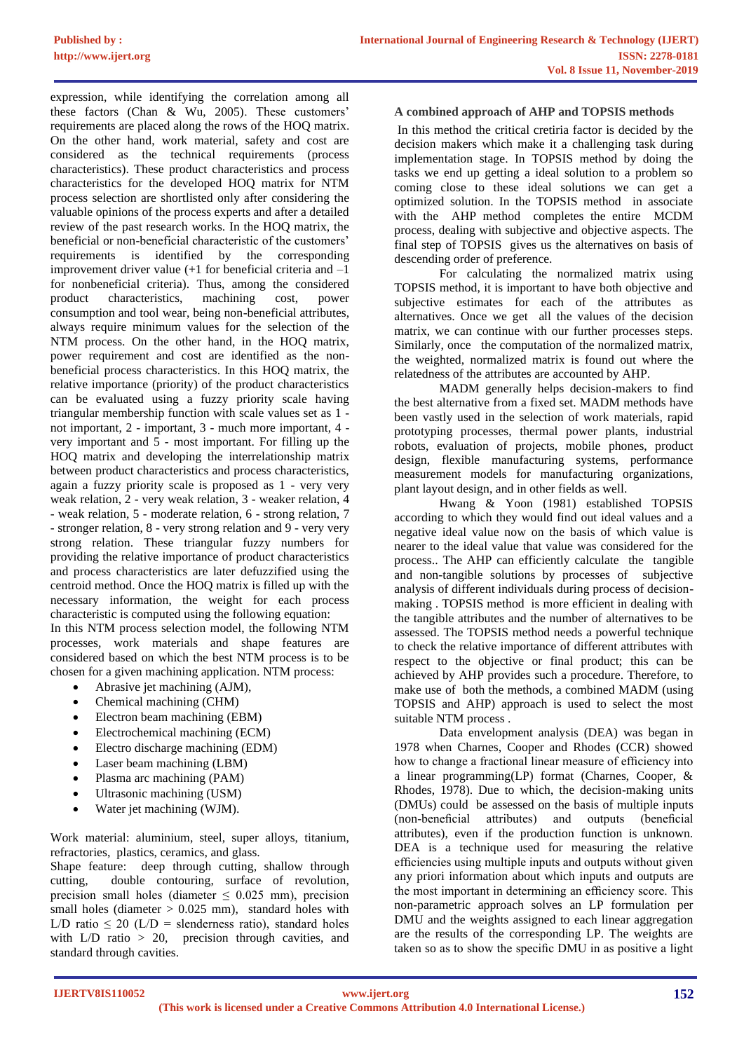expression, while identifying the correlation among all these factors (Chan & Wu, 2005). These customers' requirements are placed along the rows of the HOQ matrix. On the other hand, work material, safety and cost are considered as the technical requirements (process characteristics). These product characteristics and process characteristics for the developed HOQ matrix for NTM process selection are shortlisted only after considering the valuable opinions of the process experts and after a detailed review of the past research works. In the HOQ matrix, the beneficial or non-beneficial characteristic of the customers' requirements is identified by the corresponding improvement driver value (+1 for beneficial criteria and –1 for nonbeneficial criteria). Thus, among the considered product characteristics, machining cost, power consumption and tool wear, being non-beneficial attributes, always require minimum values for the selection of the NTM process. On the other hand, in the HOQ matrix, power requirement and cost are identified as the non-beneficial process characteristics. In this HOQ matrix, the relative importance (priority) of the product characteristics can be evaluated using a fuzzy priority scale having triangular membership function with scale values set as 1 - not important, 2 - important, 3 - much more important, 4 - very important and 5 - most important. For filling up the HOQ matrix and developing the interrelationship matrix between product characteristics and process characteristics, again a fuzzy priority scale is proposed as 1 - very very weak relation, 2 - very weak relation, 3 - weaker relation, 4 - weak relation, 5 - moderate relation, 6 - strong relation, 7 - stronger relation, 8 - very strong relation and 9 - very very strong relation. These triangular fuzzy numbers for providing the relative importance of product characteristics and process characteristics are later defuzzified using the centroid method. Once the HOQ matrix is filled up with the necessary information, the weight for each process characteristic is computed using the following equation:

In this NTM process selection model, the following NTM processes, work materials and shape features are considered based on which the best NTM process is to be chosen for a given machining application. NTM process:

- Abrasive jet machining (AJM),
- Chemical machining (CHM)
- Electron beam machining (EBM)
- Electrochemical machining (ECM)
- Electro discharge machining (EDM)
- Laser beam machining (LBM)
- Plasma arc machining (PAM)
- Ultrasonic machining (USM)
- Water jet machining (WJM).

Work material: aluminium, steel, super alloys, titanium, refractories, plastics, ceramics, and glass.

Shape feature: deep through cutting, shallow through cutting, double contouring, surface of revolution, precision small holes (diameter $\leq$ 0.025 mm), precision small holes (diameter > 0.025 mm), standard holes with L/D ratio $\leq$ 20 (L/D = slenderness ratio), standard holes with L/D ratio > 20, precision through cavities, and standard through cavities.

### A combined approach of AHP and TOPSIS methods

In this method the critical cretiria factor is decided by the decision makers which make it a challenging task during implementation stage. In TOPSIS method by doing the tasks we end up getting a ideal solution to a problem so coming close to these ideal solutions we can get a optimized solution. In the TOPSIS method in associate with the AHP method completes the entire MCDM process, dealing with subjective and objective aspects. The final step of TOPSIS gives us the alternatives on basis of descending order of preference.

For calculating the normalized matrix using TOPSIS method, it is important to have both objective and subjective estimates for each of the attributes as alternatives. Once we get all the values of the decision matrix, we can continue with our further processes steps. Similarly, once the computation of the normalized matrix, the weighted, normalized matrix is found out where the relatedness of the attributes are accounted by AHP.

MADM generally helps decision-makers to find the best alternative from a fixed set. MADM methods have been vastly used in the selection of work materials, rapid prototyping processes, thermal power plants, industrial robots, evaluation of projects, mobile phones, product design, flexible manufacturing systems, performance measurement models for manufacturing organizations, plant layout design, and in other fields as well.

Hwang & Yoon (1981) established TOPSIS according to which they would find out ideal values and a negative ideal value now on the basis of which value is nearer to the ideal value that value was considered for the process.. The AHP can efficiently calculate the tangible and non-tangible solutions by processes of subjective analysis of different individuals during process of decision-making . TOPSIS method is more efficient in dealing with the tangible attributes and the number of alternatives to be assessed. The TOPSIS method needs a powerful technique to check the relative importance of different attributes with respect to the objective or final product; this can be achieved by AHP provides such a procedure. Therefore, to make use of both the methods, a combined MADM (using TOPSIS and AHP) approach is used to select the most suitable NTM process .

Data envelopment analysis (DEA) was began in 1978 when Charnes, Cooper and Rhodes (CCR) showed how to change a fractional linear measure of efficiency into a linear programming(LP) format (Charnes, Cooper, & Rhodes, 1978). Due to which, the decision-making units (DMUs) could be assessed on the basis of multiple inputs (non-beneficial attributes) and outputs (beneficial attributes), even if the production function is unknown. DEA is a technique used for measuring the relative efficiencies using multiple inputs and outputs without given any priori information about which inputs and outputs are the most important in determining an efficiency score. This non-parametric approach solves an LP formulation per DMU and the weights assigned to each linear aggregation are the results of the corresponding LP. The weights are taken so as to show the specific DMU in as positive a light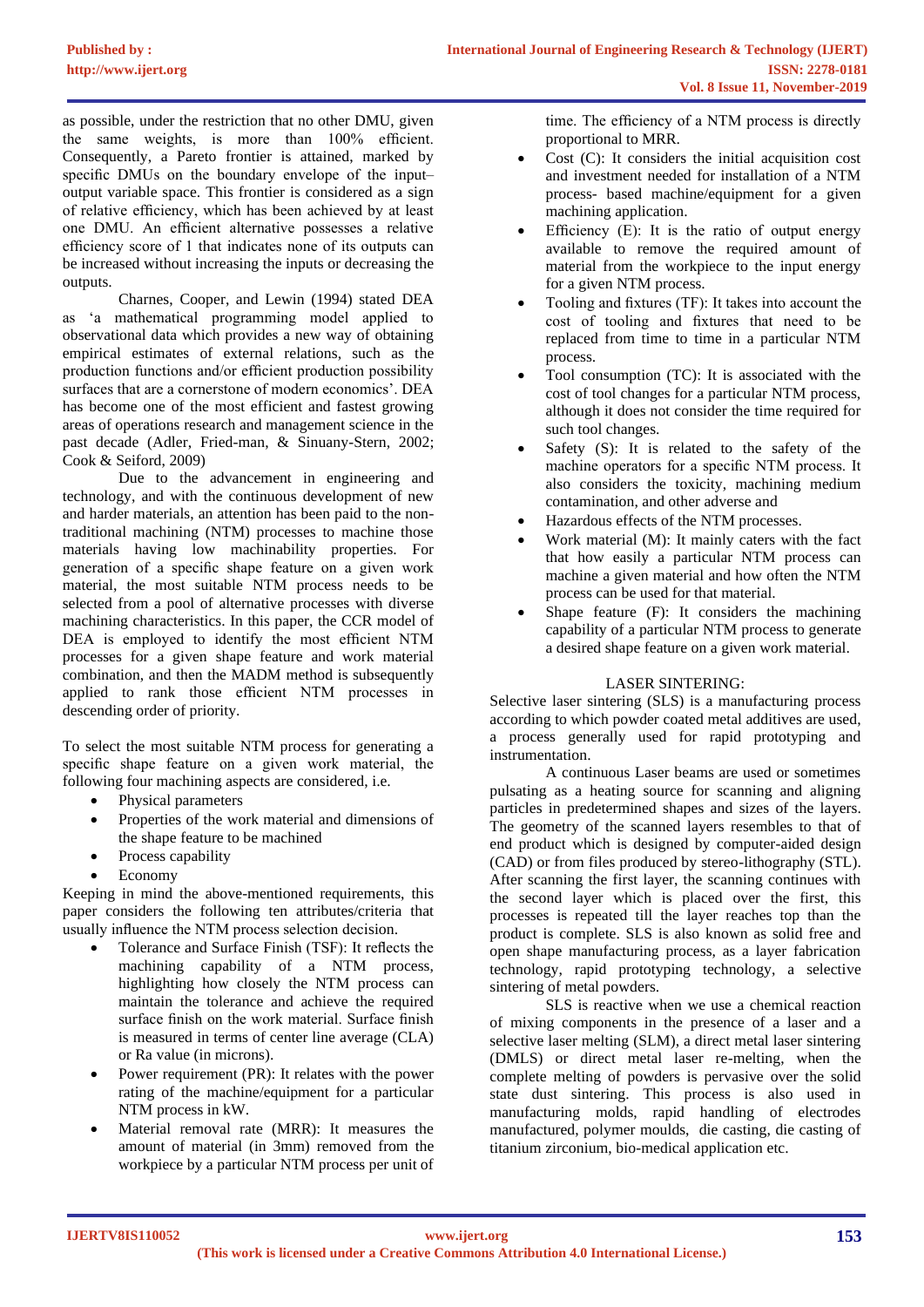as possible, under the restriction that no other DMU, given the same weights, is more than 100% efficient. Consequently, a Pareto frontier is attained, marked by specific DMUs on the boundary envelope of the input–output variable space. This frontier is considered as a sign of relative efficiency, which has been achieved by at least one DMU. An efficient alternative possesses a relative efficiency score of 1 that indicates none of its outputs can be increased without increasing the inputs or decreasing the outputs.

Charnes, Cooper, and Lewin (1994) stated DEA as 'a mathematical programming model applied to observational data which provides a new way of obtaining empirical estimates of external relations, such as the production functions and/or efficient production possibility surfaces that are a cornerstone of modern economics'. DEA has become one of the most efficient and fastest growing areas of operations research and management science in the past decade (Adler, Fried-man, & Sinuany-Stern, 2002; Cook & Seiford, 2009)

Due to the advancement in engineering and technology, and with the continuous development of new and harder materials, an attention has been paid to the non-traditional machining (NTM) processes to machine those materials having low machinability properties. For generation of a specific shape feature on a given work material, the most suitable NTM process needs to be selected from a pool of alternative processes with diverse machining characteristics. In this paper, the CCR model of DEA is employed to identify the most efficient NTM processes for a given shape feature and work material combination, and then the MADM method is subsequently applied to rank those efficient NTM processes in descending order of priority.

To select the most suitable NTM process for generating a specific shape feature on a given work material, the following four machining aspects are considered, i.e.

- Physical parameters
- Properties of the work material and dimensions of the shape feature to be machined
- Process capability
- Economy

Keeping in mind the above-mentioned requirements, this paper considers the following ten attributes/criteria that usually influence the NTM process selection decision.

- Tolerance and Surface Finish (TSF): It reflects the machining capability of a NTM process, highlighting how closely the NTM process can maintain the tolerance and achieve the required surface finish on the work material. Surface finish is measured in terms of center line average (CLA) or Ra value (in microns).
- Power requirement (PR): It relates with the power rating of the machine/equipment for a particular NTM process in kW.
- Material removal rate (MRR): It measures the amount of material (in 3mm) removed from the workpiece by a particular NTM process per unit of time. The efficiency of a NTM process is directly proportional to MRR.
- Cost (C): It considers the initial acquisition cost and investment needed for installation of a NTM process- based machine/equipment for a given machining application.
- Efficiency (E): It is the ratio of output energy available to remove the required amount of material from the workpiece to the input energy for a given NTM process.
- Tooling and fixtures (TF): It takes into account the cost of tooling and fixtures that need to be replaced from time to time in a particular NTM process.
- Tool consumption (TC): It is associated with the cost of tool changes for a particular NTM process, although it does not consider the time required for such tool changes.
- Safety (S): It is related to the safety of the machine operators for a specific NTM process. It also considers the toxicity, machining medium contamination, and other adverse and
- Hazardous effects of the NTM processes.
- Work material (M): It mainly caters with the fact that how easily a particular NTM process can machine a given material and how often the NTM process can be used for that material.
- Shape feature (F): It considers the machining capability of a particular NTM process to generate a desired shape feature on a given work material.

LASER SINTERING:

Selective laser sintering (SLS) is a manufacturing process according to which powder coated metal additives are used, a process generally used for rapid prototyping and instrumentation.

A continuous Laser beams are used or sometimes pulsating as a heating source for scanning and aligning particles in predetermined shapes and sizes of the layers. The geometry of the scanned layers resembles to that of end product which is designed by computer-aided design (CAD) or from files produced by stereo-lithography (STL). After scanning the first layer, the scanning continues with the second layer which is placed over the first, this processes is repeated till the layer reaches top than the product is complete. SLS is also known as solid free and open shape manufacturing process, as a layer fabrication technology, rapid prototyping technology, a selective sintering of metal powders.

SLS is reactive when we use a chemical reaction of mixing components in the presence of a laser and a selective laser melting (SLM), a direct metal laser sintering (DMLS) or direct metal laser re-melting, when the complete melting of powders is pervasive over the solid state dust sintering. This process is also used in manufacturing molds, rapid handling of electrodes manufactured, polymer moulds, die casting, die casting of titanium zirconium, bio-medical application etc.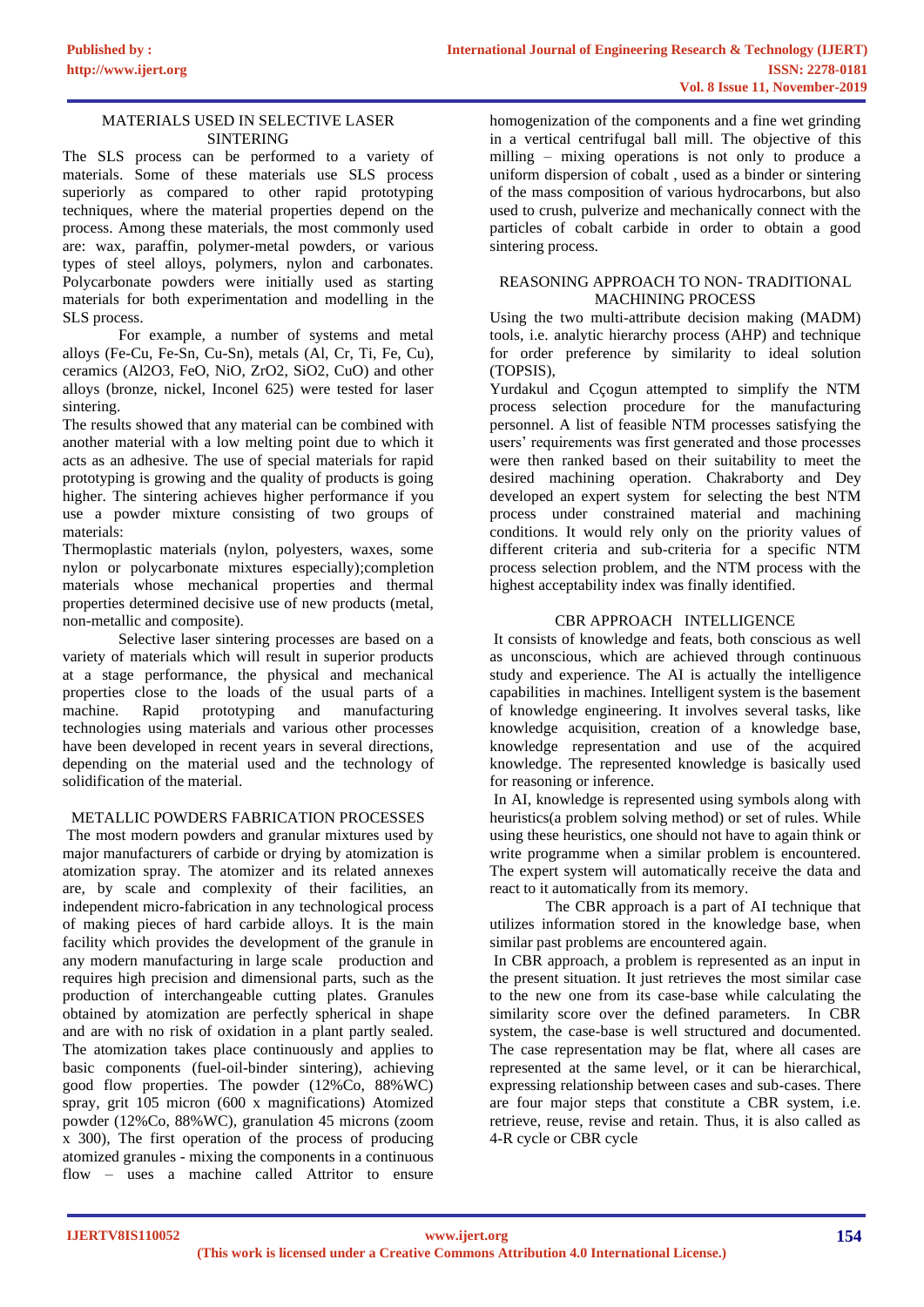## MATERIALS USED IN SELECTIVE LASER SINTERING

The SLS process can be performed to a variety of materials. Some of these materials use SLS process superiorly as compared to other rapid prototyping techniques, where the material properties depend on the process. Among these materials, the most commonly used are: wax, paraffin, polymer-metal powders, or various types of steel alloys, polymers, nylon and carbonates. Polycarbonate powders were initially used as starting materials for both experimentation and modelling in the SLS process.

For example, a number of systems and metal alloys (Fe-Cu, Fe-Sn, Cu-Sn), metals (Al, Cr, Ti, Fe, Cu), ceramics ($Al_2O_3$, FeO, NiO, $ZrO_2$, $SiO_2$, CuO) and other alloys (bronze, nickel, Inconel 625) were tested for laser sintering.

The results showed that any material can be combined with another material with a low melting point due to which it acts as an adhesive. The use of special materials for rapid prototyping is growing and the quality of products is going higher. The sintering achieves higher performance if you use a powder mixture consisting of two groups of materials:

Thermoplastic materials (nylon, polyesters, waxes, some nylon or polycarbonate mixtures especially);completion materials whose mechanical properties and thermal properties determined decisive use of new products (metal, non-metallic and composite).

Selective laser sintering processes are based on a variety of materials which will result in superior products at a stage performance, the physical and mechanical properties close to the loads of the usual parts of a machine. Rapid prototyping and manufacturing technologies using materials and various other processes have been developed in recent years in several directions, depending on the material used and the technology of solidification of the material.

## METALLIC POWDERS FABRICATION PROCESSES

The most modern powders and granular mixtures used by major manufacturers of carbide or drying by atomization is atomization spray. The atomizer and its related annexes are, by scale and complexity of their facilities, an independent micro-fabrication in any technological process of making pieces of hard carbide alloys. It is the main facility which provides the development of the granule in any modern manufacturing in large scale production and requires high precision and dimensional parts, such as the production of interchangeable cutting plates. Granules obtained by atomization are perfectly spherical in shape and are with no risk of oxidation in a plant partly sealed. The atomization takes place continuously and applies to basic components (fuel-oil-binder sintering), achieving good flow properties. The powder (12%Co, 88%WC) spray, grit 105 micron (600 x magnifications) Atomized powder (12%Co, 88%WC), granulation 45 microns (zoom x 300), The first operation of the process of producing atomized granules - mixing the components in a continuous flow – uses a machine called Attritor to ensure homogenization of the components and a fine wet grinding in a vertical centrifugal ball mill. The objective of this milling – mixing operations is not only to produce a uniform dispersion of cobalt , used as a binder or sintering of the mass composition of various hydrocarbons, but also used to crush, pulverize and mechanically connect with the particles of cobalt carbide in order to obtain a good sintering process.

## REASONING APPROACH TO NON- TRADITIONAL MACHINING PROCESS

Using the two multi-attribute decision making (MADM) tools, i.e. analytic hierarchy process (AHP) and technique for order preference by similarity to ideal solution (TOPSIS),

Yurdakul and Cçogun attempted to simplify the NTM process selection procedure for the manufacturing personnel. A list of feasible NTM processes satisfying the users' requirements was first generated and those processes were then ranked based on their suitability to meet the desired machining operation. Chakraborty and Dey developed an expert system for selecting the best NTM process under constrained material and machining conditions. It would rely only on the priority values of different criteria and sub-criteria for a specific NTM process selection problem, and the NTM process with the highest acceptability index was finally identified.

## CBR APPROACH INTELLIGENCE

It consists of knowledge and feats, both conscious as well as unconscious, which are achieved through continuous study and experience. The AI is actually the intelligence capabilities in machines. Intelligent system is the basement of knowledge engineering. It involves several tasks, like knowledge acquisition, creation of a knowledge base, knowledge representation and use of the acquired knowledge. The represented knowledge is basically used for reasoning or inference.

In AI, knowledge is represented using symbols along with heuristics(a problem solving method) or set of rules. While using these heuristics, one should not have to again think or write programme when a similar problem is encountered. The expert system will automatically receive the data and react to it automatically from its memory.

The CBR approach is a part of AI technique that utilizes information stored in the knowledge base, when similar past problems are encountered again.

In CBR approach, a problem is represented as an input in the present situation. It just retrieves the most similar case to the new one from its case-base while calculating the similarity score over the defined parameters. In CBR system, the case-base is well structured and documented. The case representation may be flat, where all cases are represented at the same level, or it can be hierarchical, expressing relationship between cases and sub-cases. There are four major steps that constitute a CBR system, i.e. retrieve, reuse, revise and retain. Thus, it is also called as 4-R cycle or CBR cycle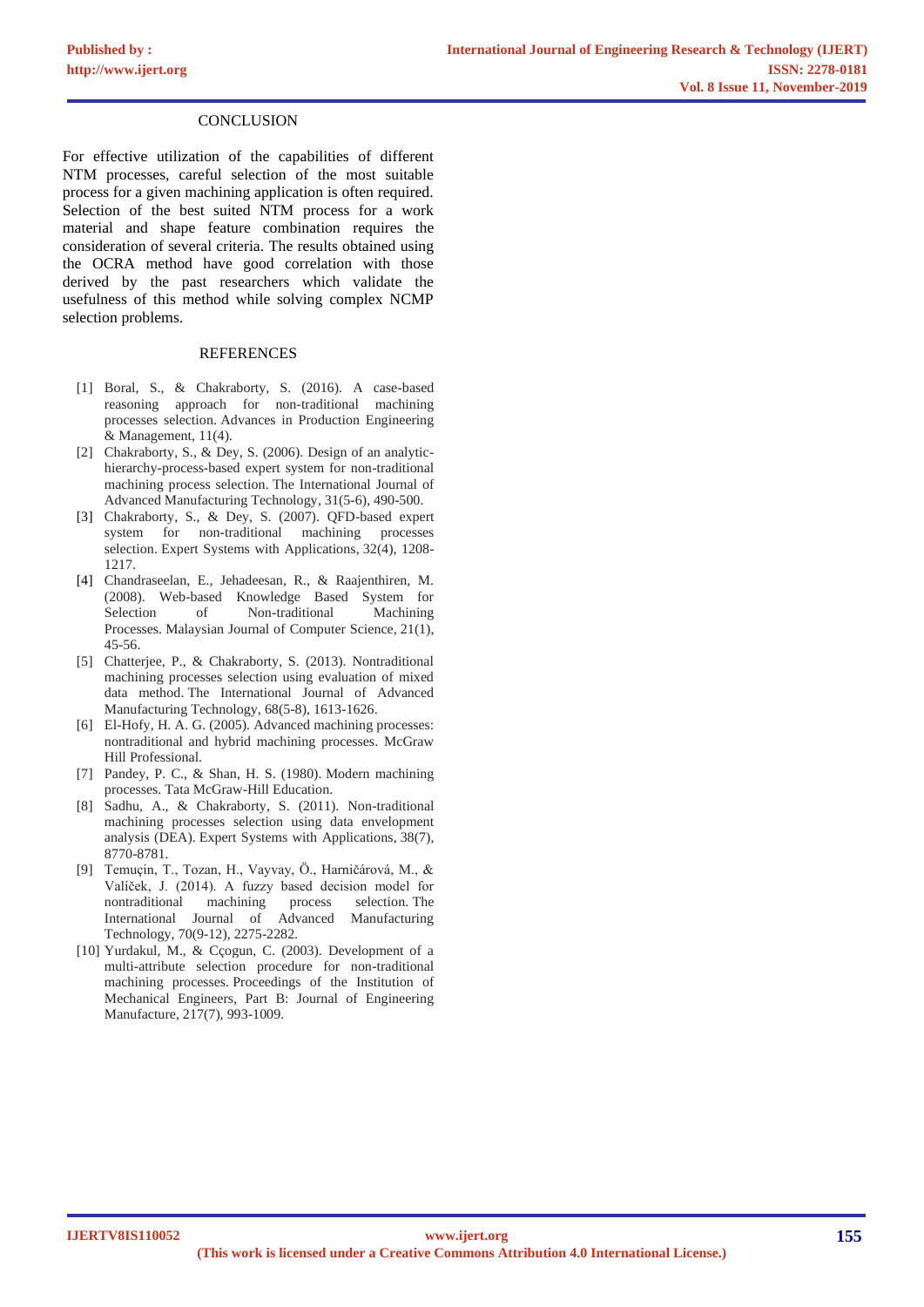## CONCLUSION

For effective utilization of the capabilities of different NTM processes, careful selection of the most suitable process for a given machining application is often required. Selection of the best suited NTM process for a work material and shape feature combination requires the consideration of several criteria. The results obtained using the OCRA method have good correlation with those derived by the past researchers which validate the usefulness of this method while solving complex NCMP selection problems.

## REFERENCES

[1] Boral, S., & Chakraborty, S. (2016). A case-based reasoning approach for non-traditional machining processes selection. Advances in Production Engineering & Management, 11(4).

[2] Chakraborty, S., & Dey, S. (2006). Design of an analytic-hierarchy-process-based expert system for non-traditional machining process selection. The International Journal of Advanced Manufacturing Technology, 31(5-6), 490-500.

[3] Chakraborty, S., & Dey, S. (2007). QFD-based expert system for non-traditional machining processes selection. Expert Systems with Applications, 32(4), 1208-1217.

[4] Chandraseelan, E., Jehadeesan, R., & Raajenthiren, M. (2008). Web-based Knowledge Based System for Selection of Non-traditional Machining Processes. Malaysian Journal of Computer Science, 21(1), 45-56.

[5] Chatterjee, P., & Chakraborty, S. (2013). Nontraditional machining processes selection using evaluation of mixed data method. The International Journal of Advanced Manufacturing Technology, 68(5-8), 1613-1626.

[6] El-Hofy, H. A. G. (2005). Advanced machining processes: nontraditional and hybrid machining processes. McGraw Hill Professional.

[7] Pandey, P. C., & Shan, H. S. (1980). Modern machining processes. Tata McGraw-Hill Education.

[8] Sadhu, A., & Chakraborty, S. (2011). Non-traditional machining processes selection using data envelopment analysis (DEA). Expert Systems with Applications, 38(7), 8770-8781.

[9] Temuçin, T., Tozan, H., Vayvay, Ö., Harničárová, M., & Valíček, J. (2014). A fuzzy based decision model for nontraditional machining process selection. The International Journal of Advanced Manufacturing Technology, 70(9-12), 2275-2282.

[10] Yurdakul, M., & Cçogun, C. (2003). Development of a multi-attribute selection procedure for non-traditional machining processes. Proceedings of the Institution of Mechanical Engineers, Part B: Journal of Engineering Manufacture, 217(7), 993-1009.